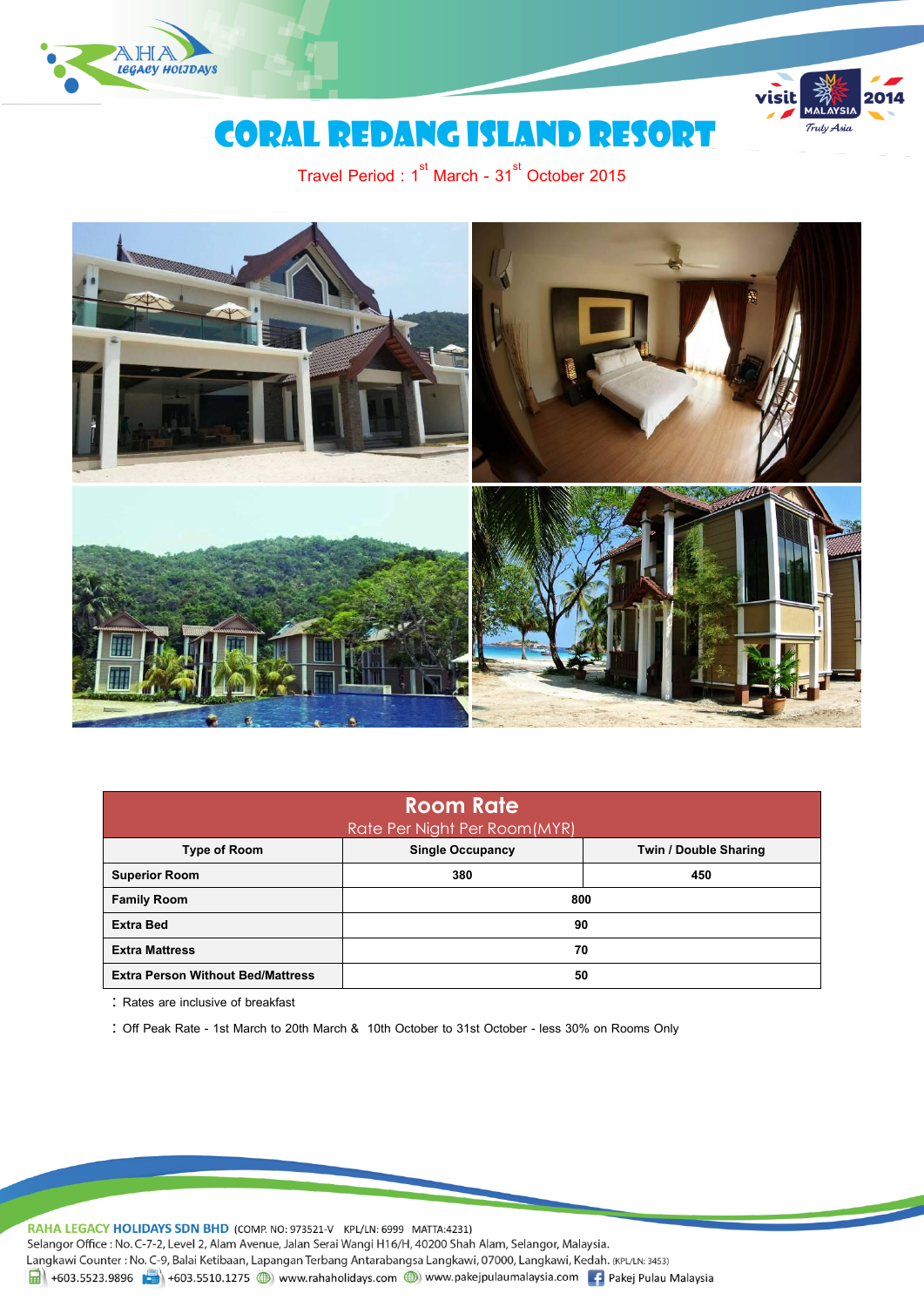# CORAL REDANG ISLAND RESORT

Travel Period : 1st March - 31st October 2015

| Room Rate<br>Rate Per Night Per Room(MYR) | | |
|---|---|---|
| **Type of Room** | **Single Occupancy** | **Twin / Double Sharing** |
| **Superior Room** | 380 | 450 |
| **Family Room** | 800 | |
| **Extra Bed** | 90 | |
| **Extra Mattress** | 70 | |
| **Extra Person Without Bed/Mattress** | 50 | |

: Rates are inclusive of breakfast

: Off Peak Rate - 1st March to 20th March & 10th October to 31st October - less 30% on Rooms Only

**RAHA LEGACY HOLIDAYS SDN BHD** (COMP. NO: 973521-V KPL/LN: 6999 MATTA:4231)
Selangor Office : No. C-7-2, Level 2, Alam Avenue, Jalan Serai Wangi H16/H, 40200 Shah Alam, Selangor, Malaysia.
Langkawi Counter : No. C-9, Balai Ketibaan, Lapangan Terbang Antarabangsa Langkawi, 07000, Langkawi, Kedah. (KPL/LN: 3453)
+603.5523.9896 +603.5510.1275 www.rahaholidays.com www.pakejpulaumalaysia.com Pakej Pulau Malaysia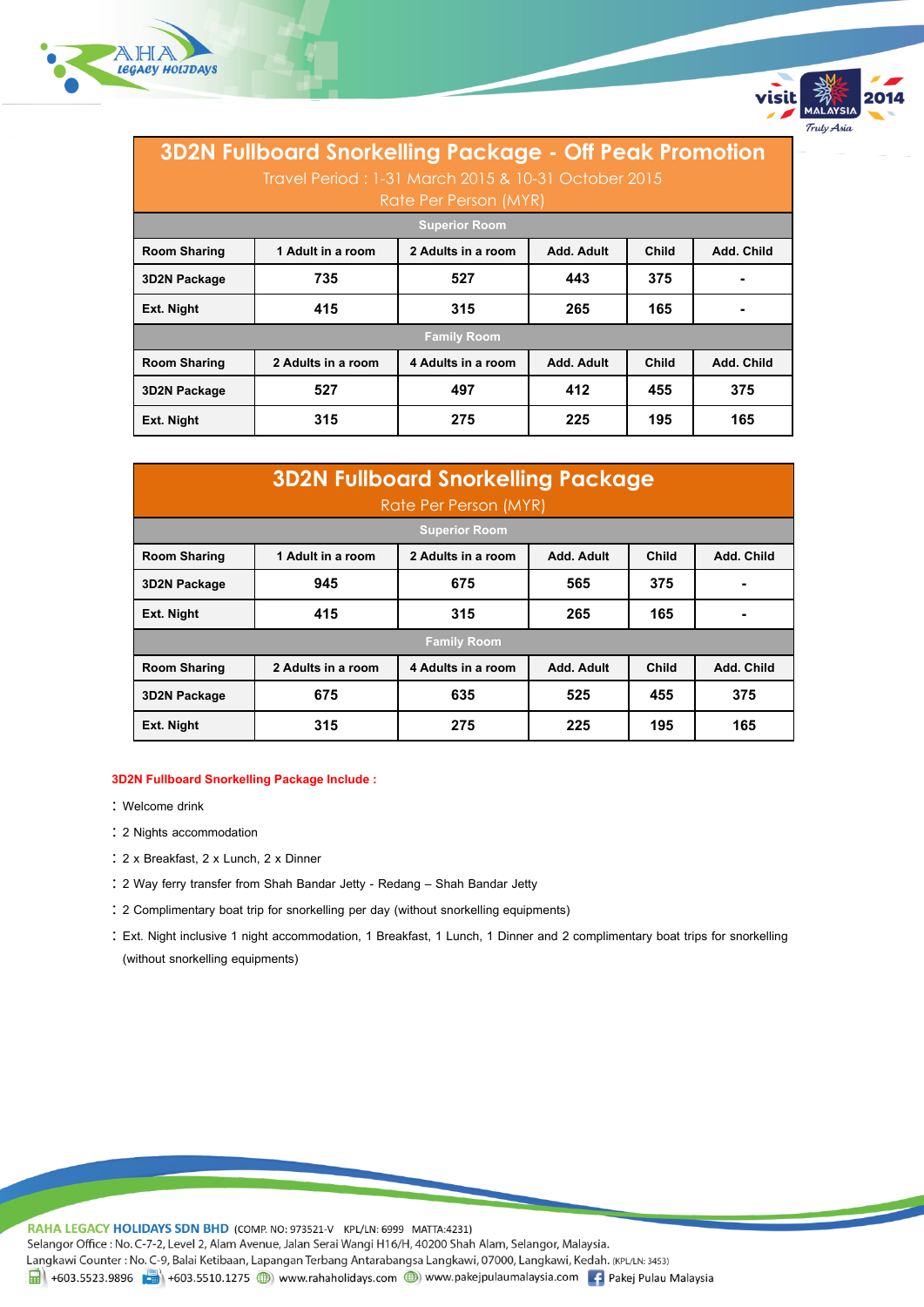## 3D2N Fullboard Snorkelling Package - Off Peak Promotion

Travel Period : 1-31 March 2015 & 10-31 October 2015

Rate Per Person (MYR)

| Superior Room | | | | | |
|---|---|---|---|---|---|
| **Room Sharing** | **1 Adult in a room** | **2 Adults in a room** | **Add. Adult** | **Child** | **Add. Child** |
| **3D2N Package** | 735 | 527 | 443 | 375 | - |
| **Ext. Night** | 415 | 315 | 265 | 165 | - |
| **Family Room** | | | | | |
| **Room Sharing** | **2 Adults in a room** | **4 Adults in a room** | **Add. Adult** | **Child** | **Add. Child** |
| **3D2N Package** | 527 | 497 | 412 | 455 | 375 |
| **Ext. Night** | 315 | 275 | 225 | 195 | 165 |

## 3D2N Fullboard Snorkelling Package

Rate Per Person (MYR)

| Superior Room | | | | | |
|---|---|---|---|---|---|
| **Room Sharing** | **1 Adult in a room** | **2 Adults in a room** | **Add. Adult** | **Child** | **Add. Child** |
| **3D2N Package** | 945 | 675 | 565 | 375 | - |
| **Ext. Night** | 415 | 315 | 265 | 165 | - |
| **Family Room** | | | | | |
| **Room Sharing** | **2 Adults in a room** | **4 Adults in a room** | **Add. Adult** | **Child** | **Add. Child** |
| **3D2N Package** | 675 | 635 | 525 | 455 | 375 |
| **Ext. Night** | 315 | 275 | 225 | 195 | 165 |

**3D2N Fullboard Snorkelling Package Include :**

- Welcome drink
- 2 Nights accommodation
- 2 x Breakfast, 2 x Lunch, 2 x Dinner
- 2 Way ferry transfer from Shah Bandar Jetty - Redang – Shah Bandar Jetty
- 2 Complimentary boat trip for snorkelling per day (without snorkelling equipments)
- Ext. Night inclusive 1 night accommodation, 1 Breakfast, 1 Lunch, 1 Dinner and 2 complimentary boat trips for snorkelling (without snorkelling equipments)

**RAHA LEGACY HOLIDAYS SDN BHD** (COMP. NO: 973521-V KPL/LN: 6999 MATTA:4231)
Selangor Office : No. C-7-2, Level 2, Alam Avenue, Jalan Serai Wangi H16/H, 40200 Shah Alam, Selangor, Malaysia.
Langkawi Counter : No. C-9, Balai Ketibaan, Lapangan Terbang Antarabangsa Langkawi, 07000, Langkawi, Kedah. (KPL/LN: 3453)
+603.5523.9896 +603.5510.1275 www.rahaholidays.com www.pakejpulaumalaysia.com Pakej Pulau Malaysia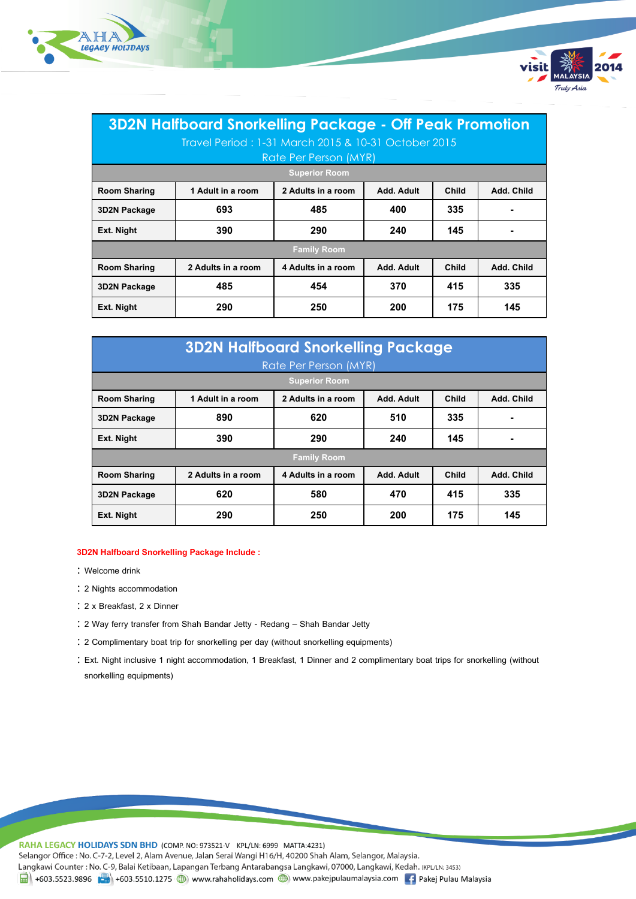## 3D2N Halfboard Snorkelling Package - Off Peak Promotion

Travel Period : 1-31 March 2015 & 10-31 October 2015

Rate Per Person (MYR)

| Superior Room | | | | | |
|---|---|---|---|---|---|
| **Room Sharing** | **1 Adult in a room** | **2 Adults in a room** | **Add. Adult** | **Child** | **Add. Child** |
| **3D2N Package** | **693** | **485** | **400** | **335** | **-** |
| **Ext. Night** | **390** | **290** | **240** | **145** | **-** |
| **Family Room** | | | | | |
| **Room Sharing** | **2 Adults in a room** | **4 Adults in a room** | **Add. Adult** | **Child** | **Add. Child** |
| **3D2N Package** | **485** | **454** | **370** | **415** | **335** |
| **Ext. Night** | **290** | **250** | **200** | **175** | **145** |

## 3D2N Halfboard Snorkelling Package

Rate Per Person (MYR)

| Superior Room | | | | | |
|---|---|---|---|---|---|
| **Room Sharing** | **1 Adult in a room** | **2 Adults in a room** | **Add. Adult** | **Child** | **Add. Child** |
| **3D2N Package** | **890** | **620** | **510** | **335** | **-** |
| **Ext. Night** | **390** | **290** | **240** | **145** | **-** |
| **Family Room** | | | | | |
| **Room Sharing** | **2 Adults in a room** | **4 Adults in a room** | **Add. Adult** | **Child** | **Add. Child** |
| **3D2N Package** | **620** | **580** | **470** | **415** | **335** |
| **Ext. Night** | **290** | **250** | **200** | **175** | **145** |

**3D2N Halfboard Snorkelling Package Include :**

- Welcome drink
- 2 Nights accommodation
- 2 x Breakfast, 2 x Dinner
- 2 Way ferry transfer from Shah Bandar Jetty - Redang – Shah Bandar Jetty
- 2 Complimentary boat trip for snorkelling per day (without snorkelling equipments)
- Ext. Night inclusive 1 night accommodation, 1 Breakfast, 1 Dinner and 2 complimentary boat trips for snorkelling (without snorkelling equipments)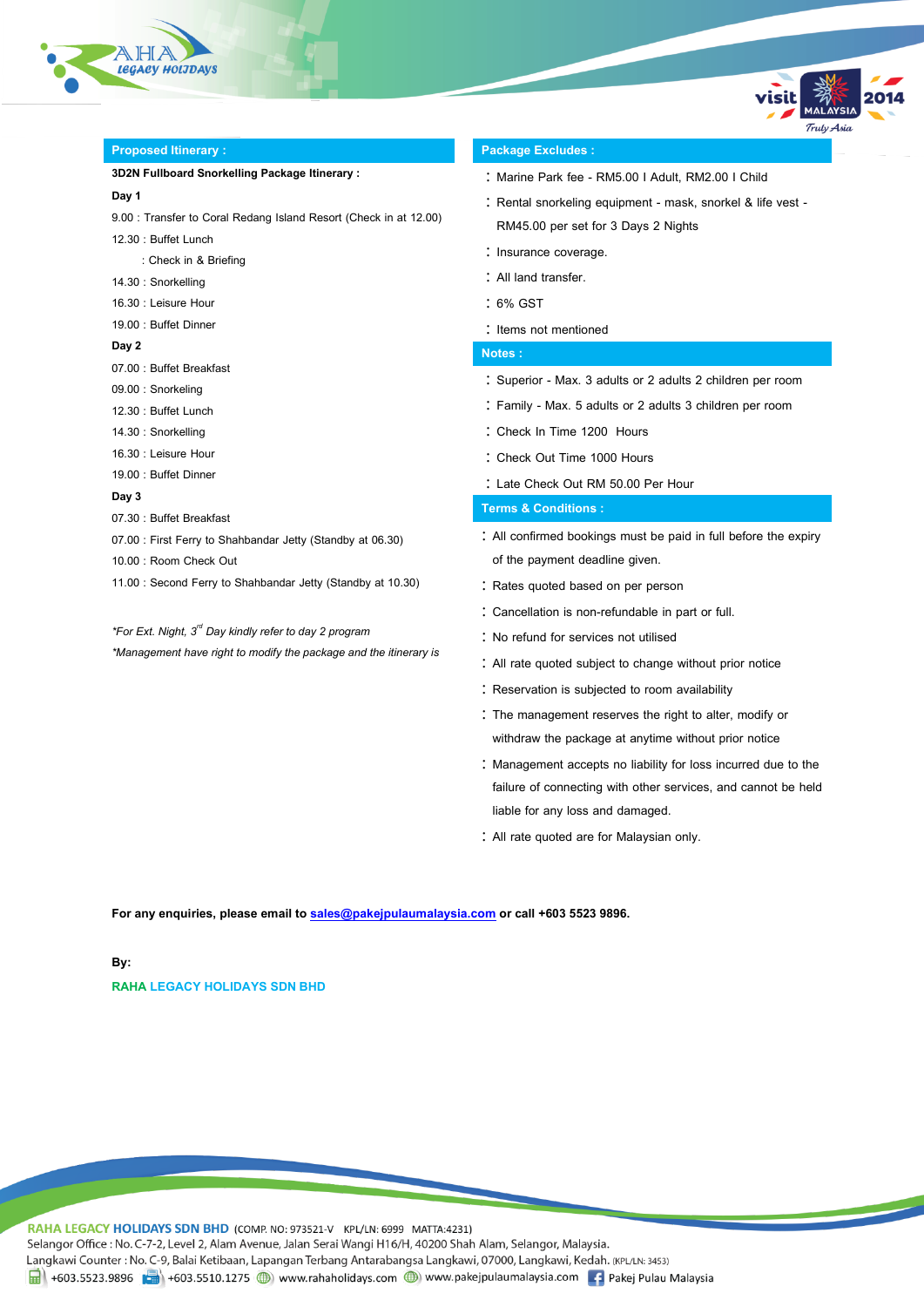## Proposed Itinerary :

**3D2N Fullboard Snorkelling Package Itinerary :**

**Day 1**

9.00 : Transfer to Coral Redang Island Resort (Check in at 12.00)

12.30 : Buffet Lunch

: Check in & Briefing

14.30 : Snorkelling

16.30 : Leisure Hour

19.00 : Buffet Dinner

**Day 2**

07.00 : Buffet Breakfast

09.00 : Snorkeling

12.30 : Buffet Lunch

14.30 : Snorkelling

16.30 : Leisure Hour

19.00 : Buffet Dinner

**Day 3**

07.30 : Buffet Breakfast

07.00 : First Ferry to Shahbandar Jetty (Standby at 06.30)

10.00 : Room Check Out

11.00 : Second Ferry to Shahbandar Jetty (Standby at 10.30)

*\*For Ext. Night, 3rd Day kindly refer to day 2 program*

*\*Management have right to modify the package and the itinerary is*

## Package Excludes :

- Marine Park fee - RM5.00 I Adult, RM2.00 I Child
- Rental snorkeling equipment - mask, snorkel & life vest - RM45.00 per set for 3 Days 2 Nights
- Insurance coverage.
- All land transfer.
- 6% GST
- Items not mentioned

## Notes :

- Superior - Max. 3 adults or 2 adults 2 children per room
- Family - Max. 5 adults or 2 adults 3 children per room
- Check In Time 1200 Hours
- Check Out Time 1000 Hours
- Late Check Out RM 50.00 Per Hour

## Terms & Conditions :

- All confirmed bookings must be paid in full before the expiry of the payment deadline given.
- Rates quoted based on per person
- Cancellation is non-refundable in part or full.
- No refund for services not utilised
- All rate quoted subject to change without prior notice
- Reservation is subjected to room availability
- The management reserves the right to alter, modify or withdraw the package at anytime without prior notice
- Management accepts no liability for loss incurred due to the failure of connecting with other services, and cannot be held liable for any loss and damaged.
- All rate quoted are for Malaysian only.

**For any enquiries, please email to sales@pakejpulaumalaysia.com or call +603 5523 9896.**

**By:**

**RAHA LEGACY HOLIDAYS SDN BHD**

RAHA LEGACY HOLIDAYS SDN BHD (COMP. NO: 973521-V KPL/LN: 6999 MATTA:4231)
Selangor Office : No. C-7-2, Level 2, Alam Avenue, Jalan Serai Wangi H16/H, 40200 Shah Alam, Selangor, Malaysia.
Langkawi Counter : No. C-9, Balai Ketibaan, Lapangan Terbang Antarabangsa Langkawi, 07000, Langkawi, Kedah. (KPL/LN: 3453)
+603.5523.9896 +603.5510.1275 www.rahaholidays.com www.pakejpulaumalaysia.com Pakej Pulau Malaysia